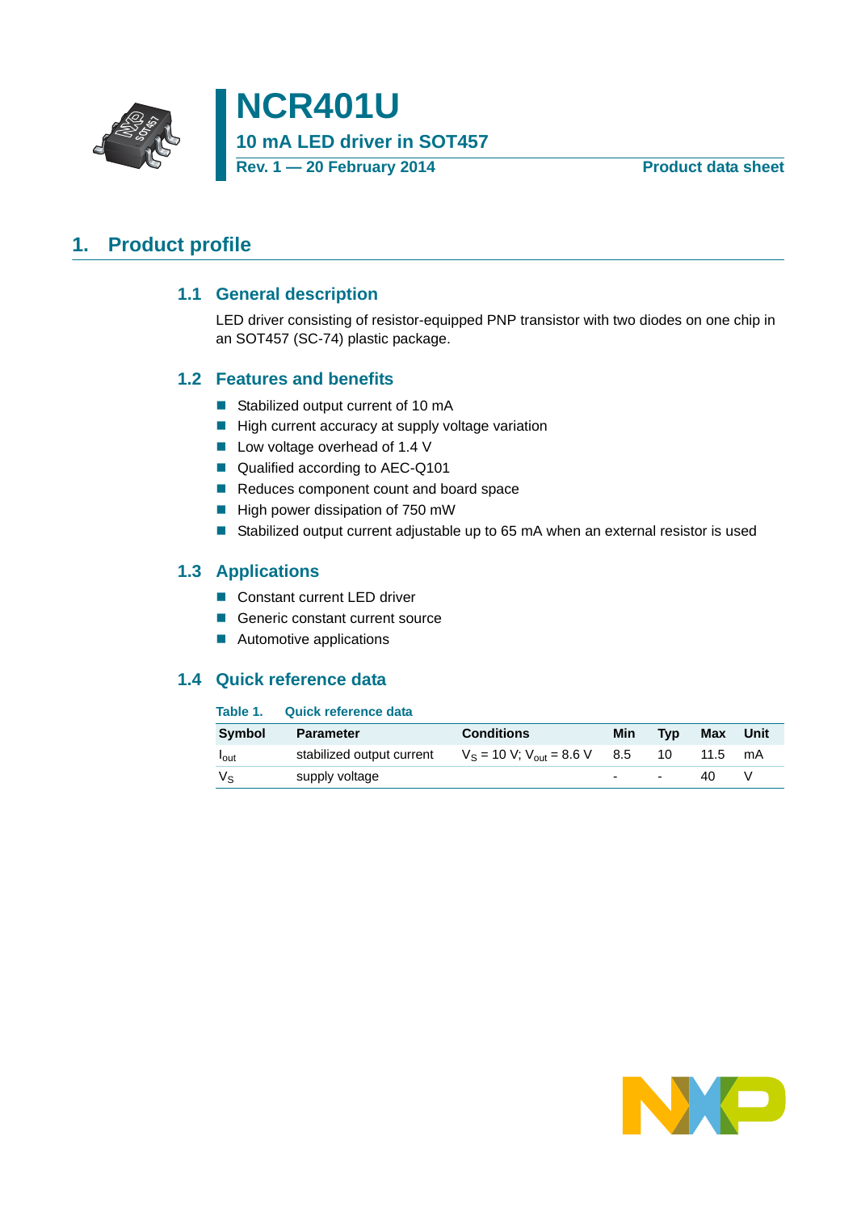# NCR401U

## 10 mA LED driver in SOT457

Rev. 1 — 20 February 2014 Product data sheet

## 1. Product profile

### 1.1 General description

LED driver consisting of resistor-equipped PNP transistor with two diodes on one chip in an SOT457 (SC-74) plastic package.

### 1.2 Features and benefits

- Stabilized output current of 10 mA
- High current accuracy at supply voltage variation
- Low voltage overhead of 1.4 V
- Qualified according to AEC-Q101
- Reduces component count and board space
- High power dissipation of 750 mW
- Stabilized output current adjustable up to 65 mA when an external resistor is used

### 1.3 Applications

- Constant current LED driver
- Generic constant current source
- Automotive applications

### 1.4 Quick reference data

**Table 1. Quick reference data**

| Symbol | Parameter | Conditions | Min | Typ | Max | Unit |
|---|---|---|---|---|---|---|
| $I_{out}$ | stabilized output current | $V_S$ = 10 V; $V_{out}$ = 8.6 V | 8.5 | 10 | 11.5 | mA |
| $V_S$ | supply voltage | | - | - | 40 | V |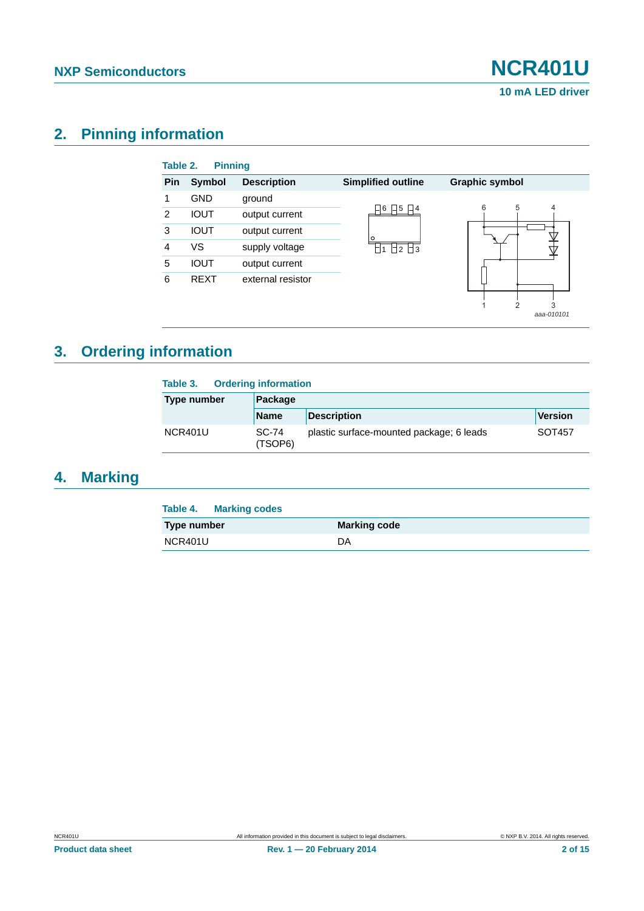## 2. Pinning information

**Table 2. Pinning**

| Pin | Symbol | Description | Simplified outline | Graphic symbol |
|---|---|---|---|---|
| 1 | GND | ground | | |
| 2 | IOUT | output current | | |
| 3 | IOUT | output current | | |
| 4 | VS | supply voltage | | |
| 5 | IOUT | output current | | |
| 6 | REXT | external resistor | | |

## 3. Ordering information

**Table 3. Ordering information**

| Type number | Package | | |
|---|---|---|---|
| | Name | Description | Version |
| NCR401U | SC-74 (TSOP6) | plastic surface-mounted package; 6 leads | SOT457 |

## 4. Marking

**Table 4. Marking codes**

| Type number | Marking code |
|---|---|
| NCR401U | DA |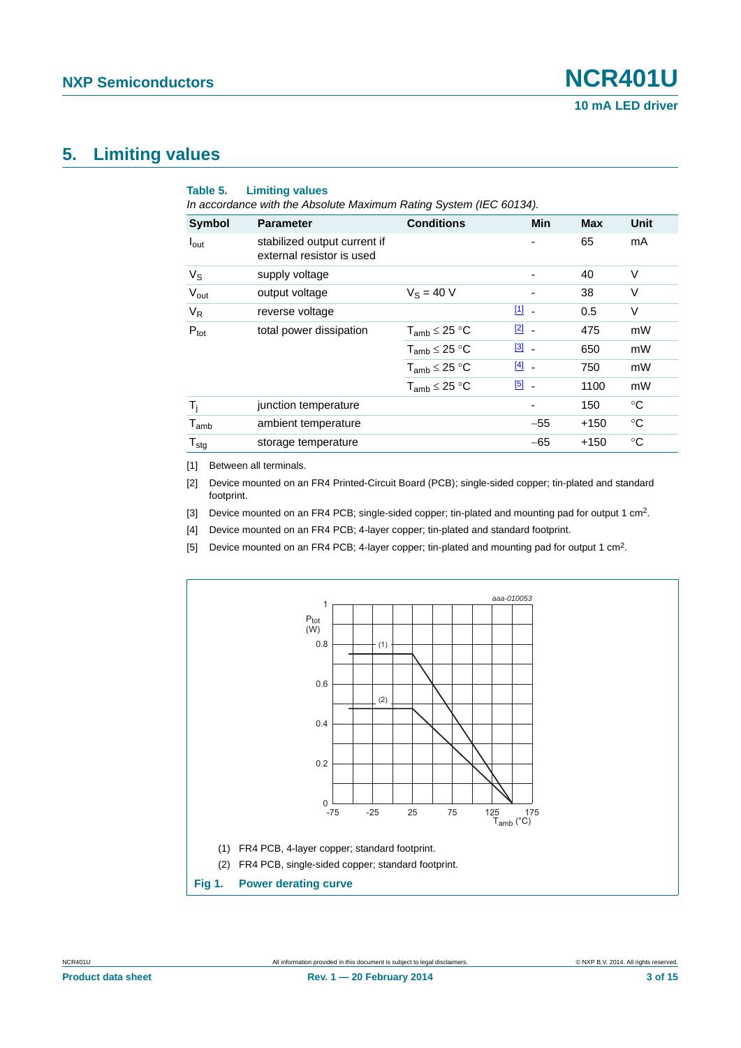## 5. Limiting values

**Table 5. Limiting values**

*In accordance with the Absolute Maximum Rating System (IEC 60134).*

| Symbol | Parameter | Conditions | | Min | Max | Unit |
|---|---|---|---|---|---|---|
| $I_{out}$ | stabilized output current if external resistor is used | | | - | 65 | mA |
| $V_S$ | supply voltage | | | - | 40 | V |
| $V_{out}$ | output voltage | $V_S$ = 40 V | | - | 38 | V |
| $V_R$ | reverse voltage | | [1] | - | 0.5 | V |
| $P_{tot}$ | total power dissipation | $T_{amb} \leq 25$ °C | [2] | - | 475 | mW |
| | | $T_{amb} \leq 25$ °C | [3] | - | 650 | mW |
| | | $T_{amb} \leq 25$ °C | [4] | - | 750 | mW |
| | | $T_{amb} \leq 25$ °C | [5] | - | 1100 | mW |
| $T_j$ | junction temperature | | | - | 150 | °C |
| $T_{amb}$ | ambient temperature | | | −55 | +150 | °C |
| $T_{stg}$ | storage temperature | | | −65 | +150 | °C |

[1] Between all terminals.

[2] Device mounted on an FR4 Printed-Circuit Board (PCB); single-sided copper; tin-plated and standard footprint.

[3] Device mounted on an FR4 PCB; single-sided copper; tin-plated and mounting pad for output 1 $cm^2$.

[4] Device mounted on an FR4 PCB; 4-layer copper; tin-plated and standard footprint.

[5] Device mounted on an FR4 PCB; 4-layer copper; tin-plated and mounting pad for output 1 $cm^2$.

(1) FR4 PCB, 4-layer copper; standard footprint.

(2) FR4 PCB, single-sided copper; standard footprint.

**Fig 1. Power derating curve**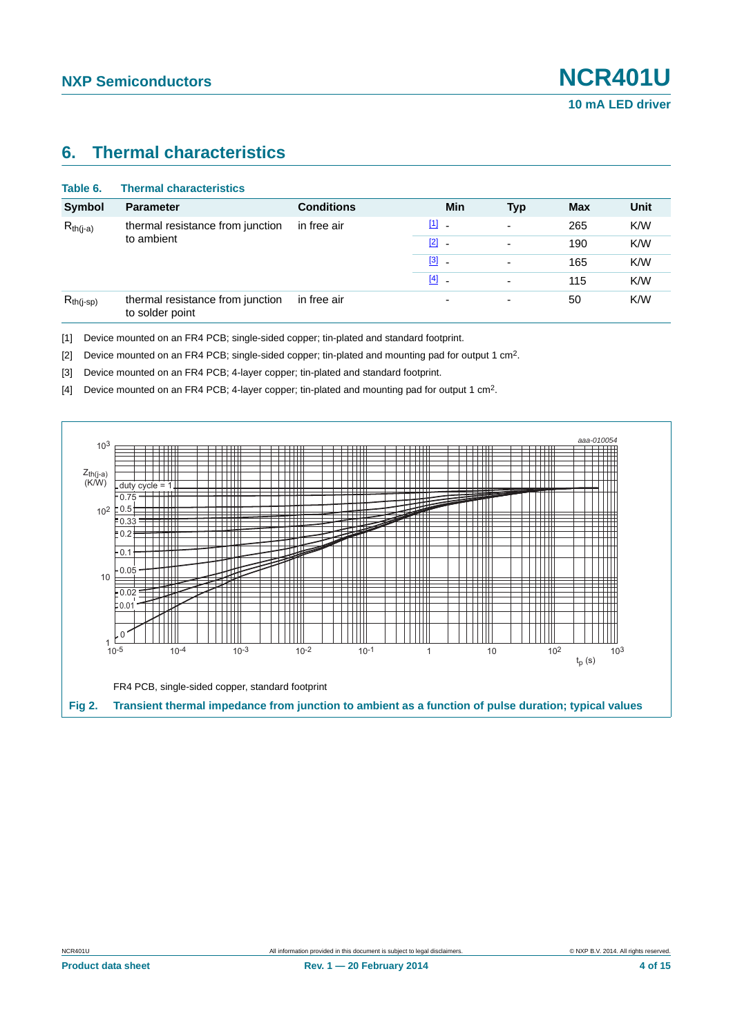## 6. Thermal characteristics

**Table 6. Thermal characteristics**

| Symbol | Parameter | Conditions | | Min | Typ | Max | Unit |
|---|---|---|---|---|---|---|---|
| $R_{th(j-a)}$ | thermal resistance from junction to ambient | in free air | [1] | - | - | 265 | K/W |
| | | | [2] | - | - | 190 | K/W |
| | | | [3] | - | - | 165 | K/W |
| | | | [4] | - | - | 115 | K/W |
| $R_{th(j-sp)}$ | thermal resistance from junction to solder point | in free air | | - | - | 50 | K/W |

[1] Device mounted on an FR4 PCB; single-sided copper; tin-plated and standard footprint.

[2] Device mounted on an FR4 PCB; single-sided copper; tin-plated and mounting pad for output 1 $cm^2$.

[3] Device mounted on an FR4 PCB; 4-layer copper; tin-plated and standard footprint.

[4] Device mounted on an FR4 PCB; 4-layer copper; tin-plated and mounting pad for output 1 $cm^2$.

FR4 PCB, single-sided copper, standard footprint

**Fig 2. Transient thermal impedance from junction to ambient as a function of pulse duration; typical values**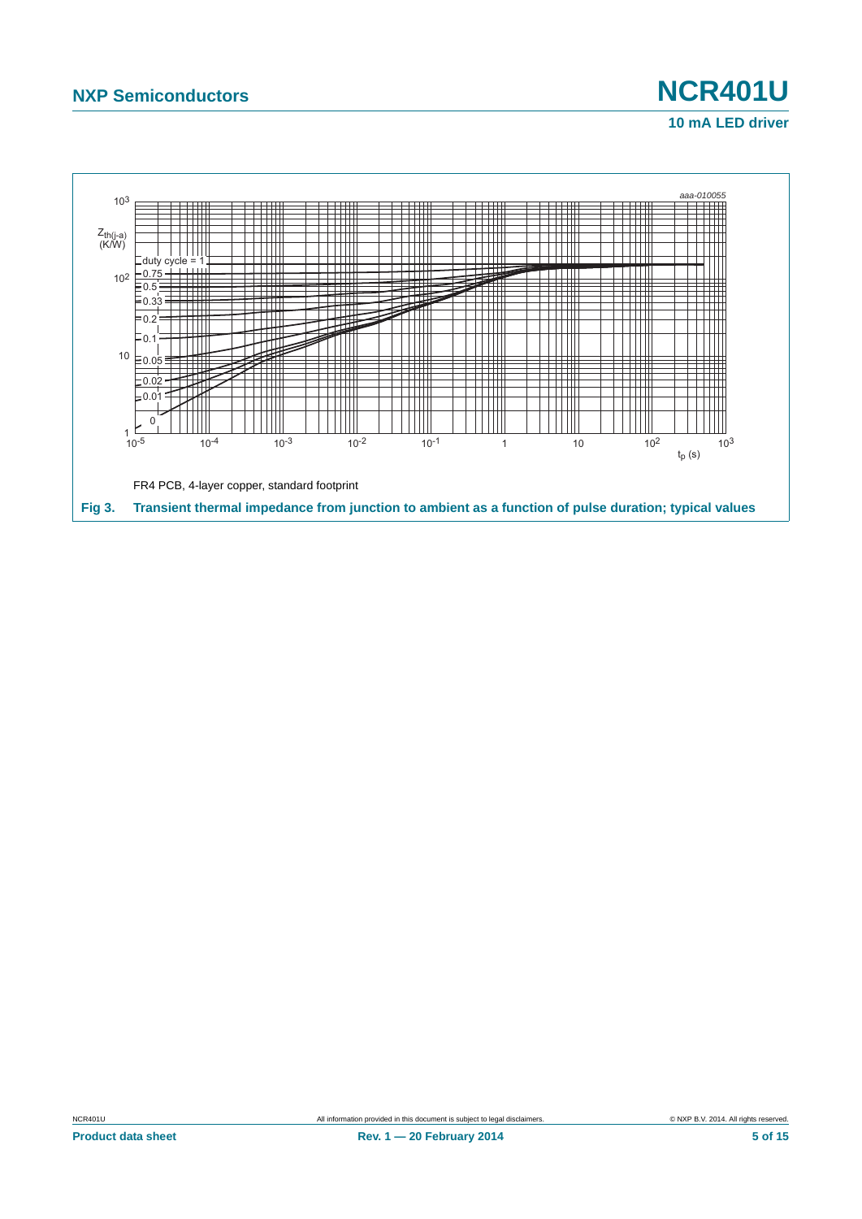FR4 PCB, 4-layer copper, standard footprint

**Fig 3. Transient thermal impedance from junction to ambient as a function of pulse duration; typical values**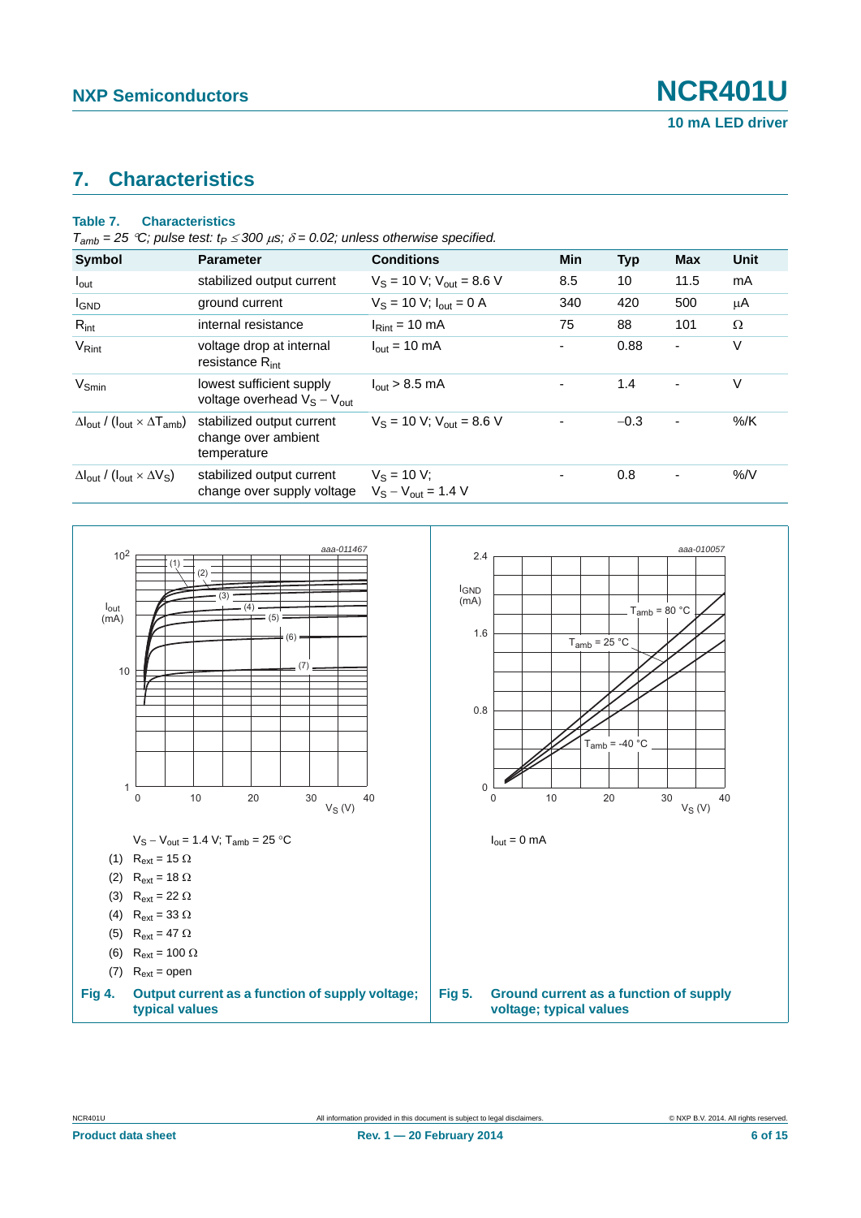## 7. Characteristics

**Table 7. Characteristics**

*$T_{amb}$ = 25 °C; pulse test: $t_p \leq 300$ μs; $\delta = 0.02$; unless otherwise specified.*

| Symbol | Parameter | Conditions | Min | Typ | Max | Unit |
|---|---|---|---|---|---|---|
| $I_{out}$ | stabilized output current | $V_S$ = 10 V; $V_{out}$ = 8.6 V | 8.5 | 10 | 11.5 | mA |
| $I_{GND}$ | ground current | $V_S$ = 10 V; $I_{out}$ = 0 A | 340 | 420 | 500 | μA |
| $R_{int}$ | internal resistance | $I_{Rint}$ = 10 mA | 75 | 88 | 101 | Ω |
| $V_{Rint}$ | voltage drop at internal resistance $R_{int}$ | $I_{out}$ = 10 mA | - | 0.88 | - | V |
| $V_{Smin}$ | lowest sufficient supply voltage overhead $V_S - V_{out}$ | $I_{out}$ > 8.5 mA | - | 1.4 | - | V |
| $\Delta I_{out} / (I_{out} \times \Delta T_{amb})$ | stabilized output current change over ambient temperature | $V_S$ = 10 V; $V_{out}$ = 8.6 V | - | −0.3 | - | %/K |
| $\Delta I_{out} / (I_{out} \times \Delta V_S)$ | stabilized output current change over supply voltage | $V_S$ = 10 V; $V_S - V_{out}$ = 1.4 V | - | 0.8 | - | %/V |

$V_S - V_{out}$ = 1.4 V; $T_{amb}$ = 25 °C

(1) $R_{ext}$ = 15 Ω

(2) $R_{ext}$ = 18 Ω

(3) $R_{ext}$ = 22 Ω

(4) $R_{ext}$ = 33 Ω

(5) $R_{ext}$ = 47 Ω

(6) $R_{ext}$ = 100 Ω

(7) $R_{ext}$ = open

**Fig 4. Output current as a function of supply voltage; typical values**

$I_{out}$ = 0 mA

**Fig 5. Ground current as a function of supply voltage; typical values**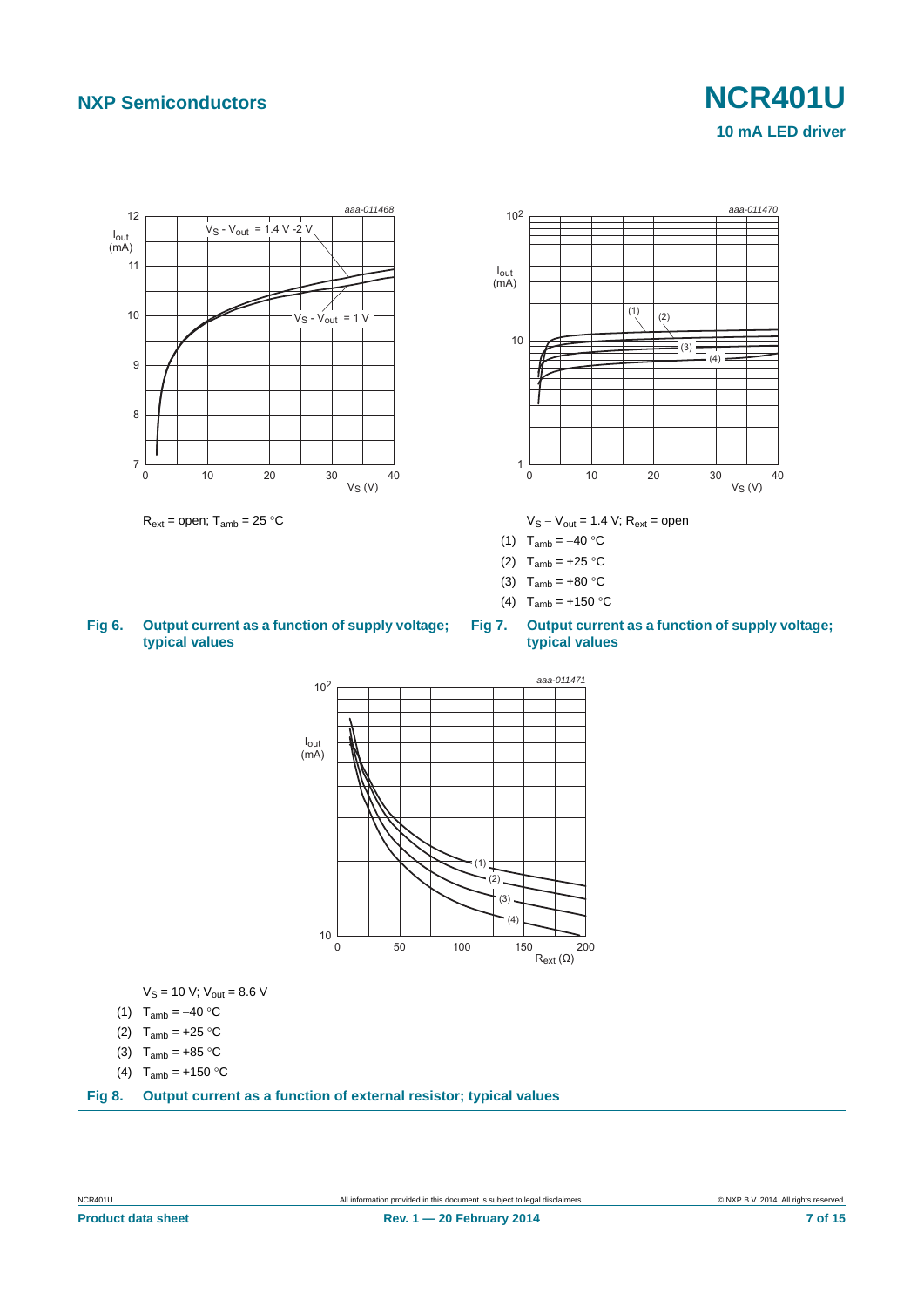$R_{ext}$ = open; $T_{amb}$ = 25 °C

**Fig 6. Output current as a function of supply voltage; typical values**

$V_S - V_{out}$ = 1.4 V; $R_{ext}$ = open

(1) $T_{amb}$ = −40 °C

(2) $T_{amb}$ = +25 °C

(3) $T_{amb}$ = +80 °C

(4) $T_{amb}$ = +150 °C

**Fig 7. Output current as a function of supply voltage; typical values**

$V_S$ = 10 V; $V_{out}$ = 8.6 V

(1) $T_{amb}$ = −40 °C

(2) $T_{amb}$ = +25 °C

(3) $T_{amb}$ = +85 °C

(4) $T_{amb}$ = +150 °C

**Fig 8. Output current as a function of external resistor; typical values**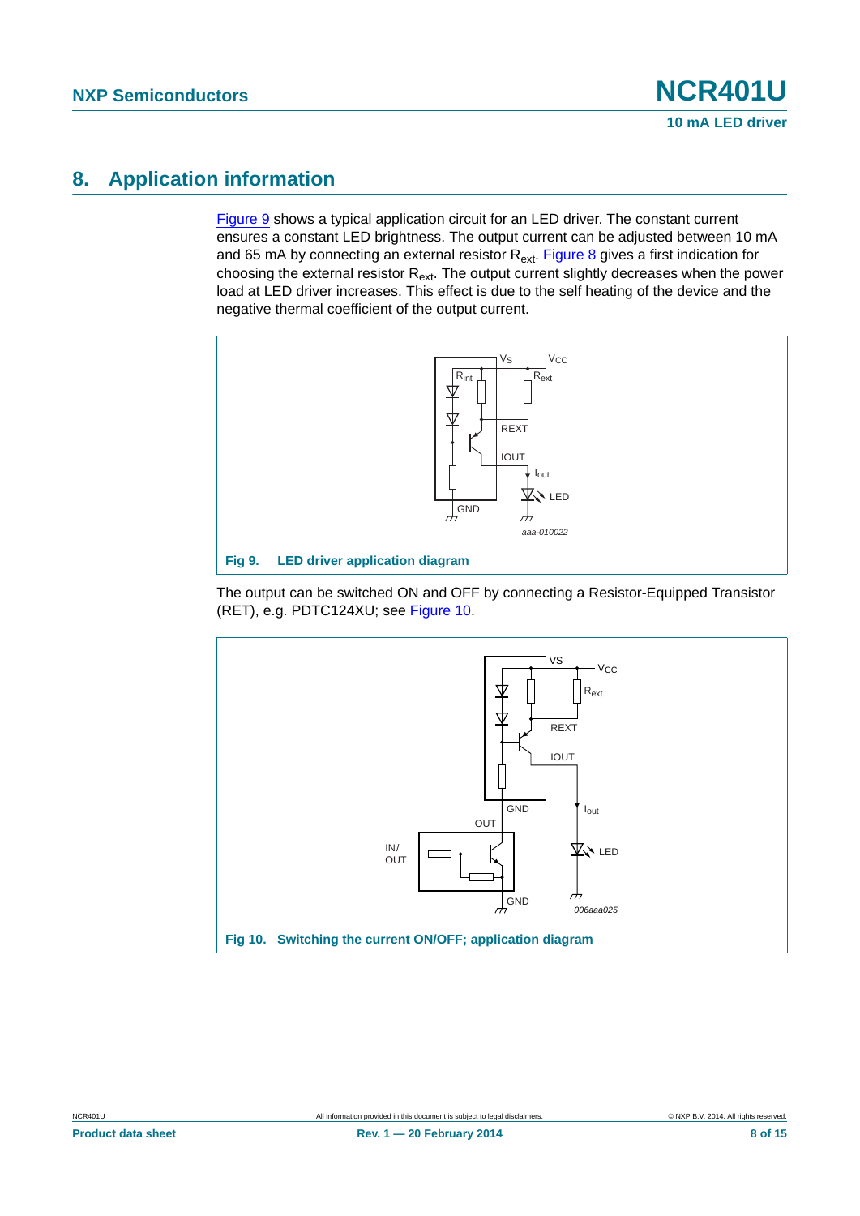## 8. Application information

Figure 9 shows a typical application circuit for an LED driver. The constant current ensures a constant LED brightness. The output current can be adjusted between 10 mA and 65 mA by connecting an external resistor $R_{ext}$. Figure 8 gives a first indication for choosing the external resistor $R_{ext}$. The output current slightly decreases when the power load at LED driver increases. This effect is due to the self heating of the device and the negative thermal coefficient of the output current.

**Fig 9. LED driver application diagram**

The output can be switched ON and OFF by connecting a Resistor-Equipped Transistor (RET), e.g. PDTC124XU; see Figure 10.

**Fig 10. Switching the current ON/OFF; application diagram**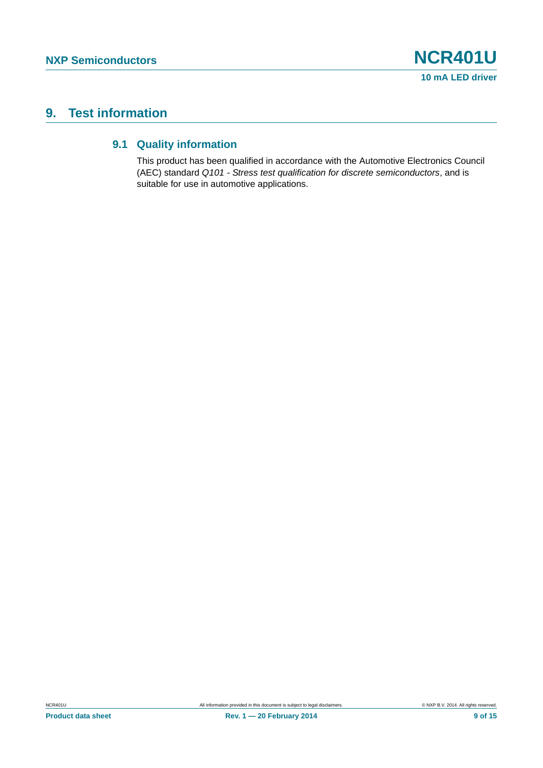# 9. Test information

## 9.1 Quality information

This product has been qualified in accordance with the Automotive Electronics Council (AEC) standard *Q101 - Stress test qualification for discrete semiconductors*, and is suitable for use in automotive applications.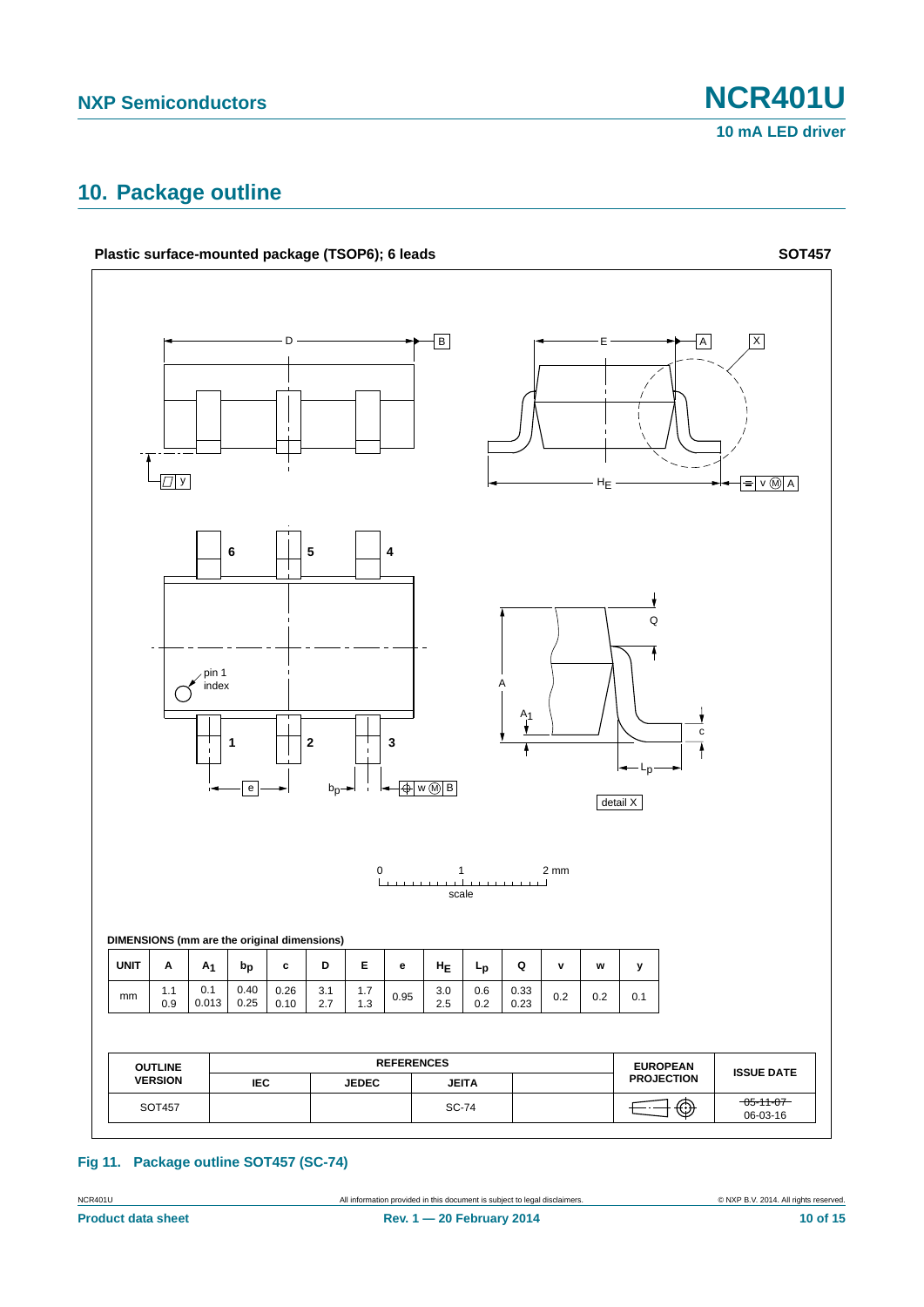## 10. Package outline

**Plastic surface-mounted package (TSOP6); 6 leads** **SOT457**

**DIMENSIONS (mm are the original dimensions)**

| UNIT | A | $A_1$ | $b_p$ | c | D | E | e | $H_E$ | $L_p$ | Q | v | w | y |
|---|---|---|---|---|---|---|---|---|---|---|---|---|---|
| mm | 1.1<br>0.9 | 0.1<br>0.013 | 0.40<br>0.25 | 0.26<br>0.10 | 3.1<br>2.7 | 1.7<br>1.3 | 0.95 | 3.0<br>2.5 | 0.6<br>0.2 | 0.33<br>0.23 | 0.2 | 0.2 | 0.1 |

| OUTLINE VERSION | REFERENCES | | | | EUROPEAN PROJECTION | ISSUE DATE |
|---|---|---|---|---|---|---|
| | IEC | JEDEC | JEITA | | | |
| SOT457 | | | SC-74 | | | ~~05-11-07~~<br>06-03-16 |

**Fig 11. Package outline SOT457 (SC-74)**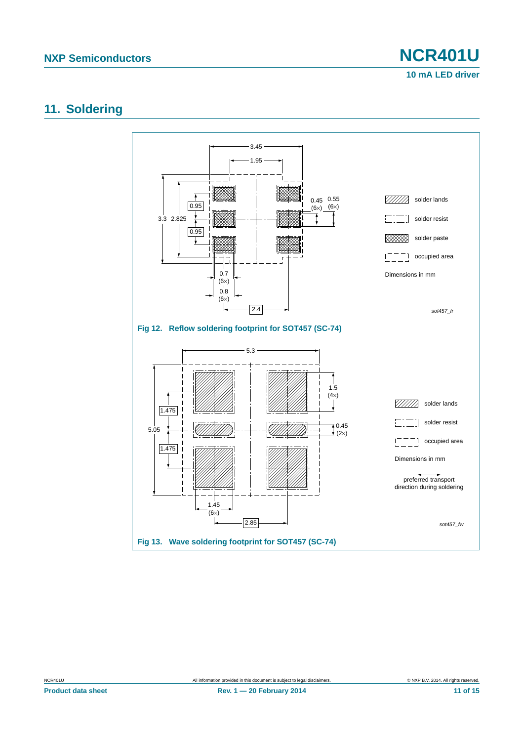## 11. Soldering

Fig 12. Reflow soldering footprint for SOT457 (SC-74)

Fig 13. Wave soldering footprint for SOT457 (SC-74)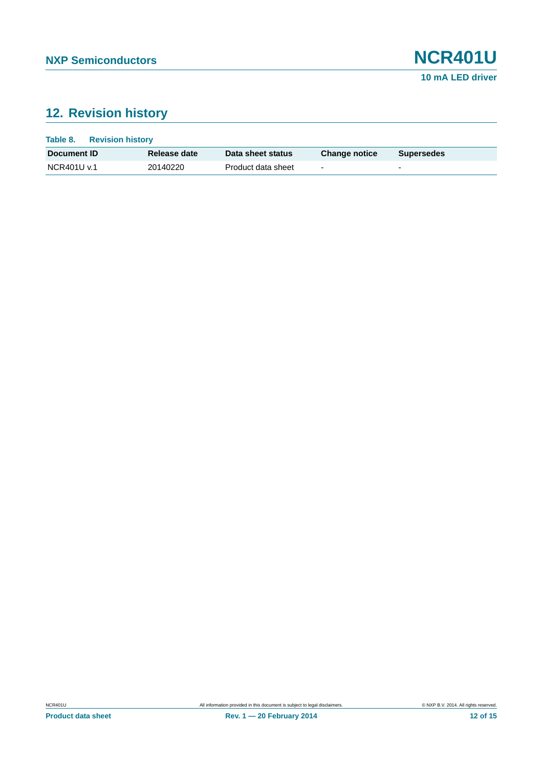## 12. Revision history

**Table 8. Revision history**

| Document ID | Release date | Data sheet status | Change notice | Supersedes |
|---|---|---|---|---|
| NCR401U v.1 | 20140220 | Product data sheet | - | - |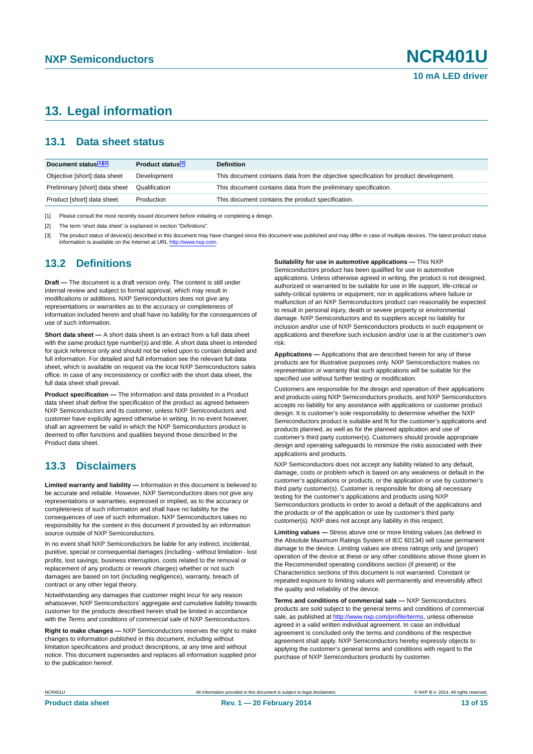# 13. Legal information

## 13.1 Data sheet status

| Document status[1][2] | Product status[3] | Definition |
|---|---|---|
| Objective [short] data sheet | Development | This document contains data from the objective specification for product development. |
| Preliminary [short] data sheet | Qualification | This document contains data from the preliminary specification. |
| Product [short] data sheet | Production | This document contains the product specification. |

[1] Please consult the most recently issued document before initiating or completing a design.

[2] The term 'short data sheet' is explained in section "Definitions".

[3] The product status of device(s) described in this document may have changed since this document was published and may differ in case of multiple devices. The latest product status information is available on the Internet at URL http://www.nxp.com.

## 13.2 Definitions

**Draft —** The document is a draft version only. The content is still under internal review and subject to formal approval, which may result in modifications or additions. NXP Semiconductors does not give any representations or warranties as to the accuracy or completeness of information included herein and shall have no liability for the consequences of use of such information.

**Short data sheet —** A short data sheet is an extract from a full data sheet with the same product type number(s) and title. A short data sheet is intended for quick reference only and should not be relied upon to contain detailed and full information. For detailed and full information see the relevant full data sheet, which is available on request via the local NXP Semiconductors sales office. In case of any inconsistency or conflict with the short data sheet, the full data sheet shall prevail.

**Product specification —** The information and data provided in a Product data sheet shall define the specification of the product as agreed between NXP Semiconductors and its customer, unless NXP Semiconductors and customer have explicitly agreed otherwise in writing. In no event however, shall an agreement be valid in which the NXP Semiconductors product is deemed to offer functions and qualities beyond those described in the Product data sheet.

## 13.3 Disclaimers

**Limited warranty and liability —** Information in this document is believed to be accurate and reliable. However, NXP Semiconductors does not give any representations or warranties, expressed or implied, as to the accuracy or completeness of such information and shall have no liability for the consequences of use of such information. NXP Semiconductors takes no responsibility for the content in this document if provided by an information source outside of NXP Semiconductors.

In no event shall NXP Semiconductors be liable for any indirect, incidental, punitive, special or consequential damages (including - without limitation - lost profits, lost savings, business interruption, costs related to the removal or replacement of any products or rework charges) whether or not such damages are based on tort (including negligence), warranty, breach of contract or any other legal theory.

Notwithstanding any damages that customer might incur for any reason whatsoever, NXP Semiconductors' aggregate and cumulative liability towards customer for the products described herein shall be limited in accordance with the *Terms and conditions of commercial sale* of NXP Semiconductors.

**Right to make changes —** NXP Semiconductors reserves the right to make changes to information published in this document, including without limitation specifications and product descriptions, at any time and without notice. This document supersedes and replaces all information supplied prior to the publication hereof.

**Suitability for use in automotive applications —** This NXP Semiconductors product has been qualified for use in automotive applications. Unless otherwise agreed in writing, the product is not designed, authorized or warranted to be suitable for use in life support, life-critical or safety-critical systems or equipment, nor in applications where failure or malfunction of an NXP Semiconductors product can reasonably be expected to result in personal injury, death or severe property or environmental damage. NXP Semiconductors and its suppliers accept no liability for inclusion and/or use of NXP Semiconductors products in such equipment or applications and therefore such inclusion and/or use is at the customer's own risk.

**Applications —** Applications that are described herein for any of these products are for illustrative purposes only. NXP Semiconductors makes no representation or warranty that such applications will be suitable for the specified use without further testing or modification.

Customers are responsible for the design and operation of their applications and products using NXP Semiconductors products, and NXP Semiconductors accepts no liability for any assistance with applications or customer product design. It is customer's sole responsibility to determine whether the NXP Semiconductors product is suitable and fit for the customer's applications and products planned, as well as for the planned application and use of customer's third party customer(s). Customers should provide appropriate design and operating safeguards to minimize the risks associated with their applications and products.

NXP Semiconductors does not accept any liability related to any default, damage, costs or problem which is based on any weakness or default in the customer's applications or products, or the application or use by customer's third party customer(s). Customer is responsible for doing all necessary testing for the customer's applications and products using NXP Semiconductors products in order to avoid a default of the applications and the products or of the application or use by customer's third party customer(s). NXP does not accept any liability in this respect.

**Limiting values —** Stress above one or more limiting values (as defined in the Absolute Maximum Ratings System of IEC 60134) will cause permanent damage to the device. Limiting values are stress ratings only and (proper) operation of the device at these or any other conditions above those given in the Recommended operating conditions section (if present) or the Characteristics sections of this document is not warranted. Constant or repeated exposure to limiting values will permanently and irreversibly affect the quality and reliability of the device.

**Terms and conditions of commercial sale —** NXP Semiconductors products are sold subject to the general terms and conditions of commercial sale, as published at http://www.nxp.com/profile/terms, unless otherwise agreed in a valid written individual agreement. In case an individual agreement is concluded only the terms and conditions of the respective agreement shall apply. NXP Semiconductors hereby expressly objects to applying the customer's general terms and conditions with regard to the purchase of NXP Semiconductors products by customer.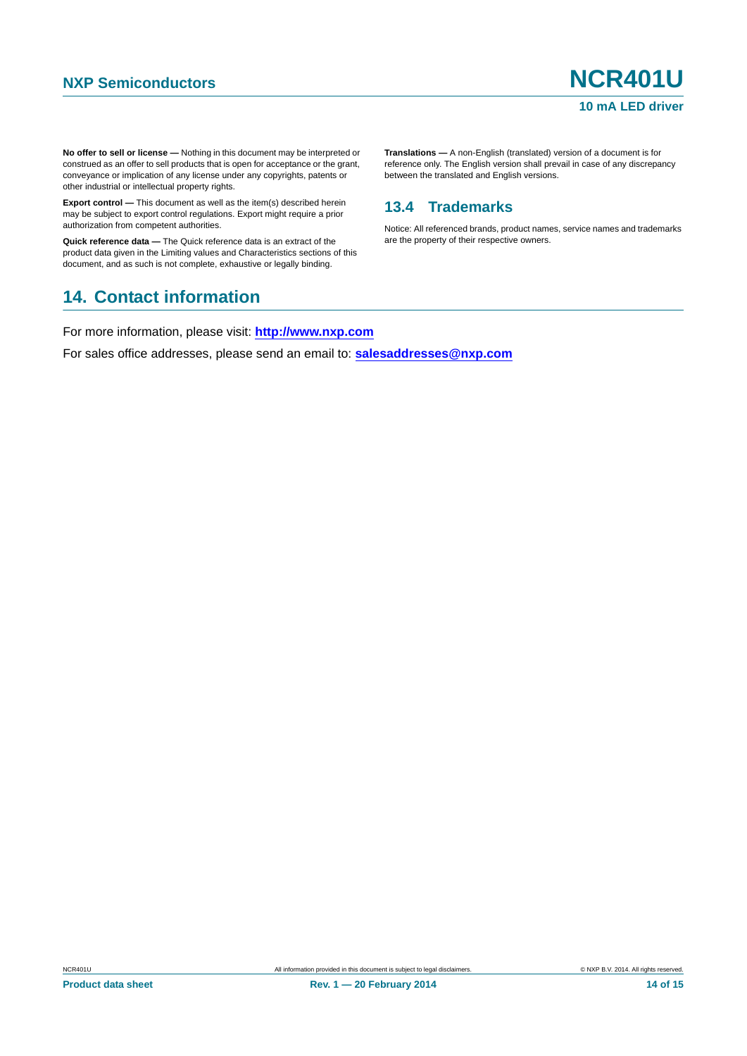**No offer to sell or license —** Nothing in this document may be interpreted or construed as an offer to sell products that is open for acceptance or the grant, conveyance or implication of any license under any copyrights, patents or other industrial or intellectual property rights.

**Export control —** This document as well as the item(s) described herein may be subject to export control regulations. Export might require a prior authorization from competent authorities.

**Quick reference data —** The Quick reference data is an extract of the product data given in the Limiting values and Characteristics sections of this document, and as such is not complete, exhaustive or legally binding.

**Translations —** A non-English (translated) version of a document is for reference only. The English version shall prevail in case of any discrepancy between the translated and English versions.

### 13.4 Trademarks

Notice: All referenced brands, product names, service names and trademarks are the property of their respective owners.

## 14. Contact information

For more information, please visit: **http://www.nxp.com**

For sales office addresses, please send an email to: **salesaddresses@nxp.com**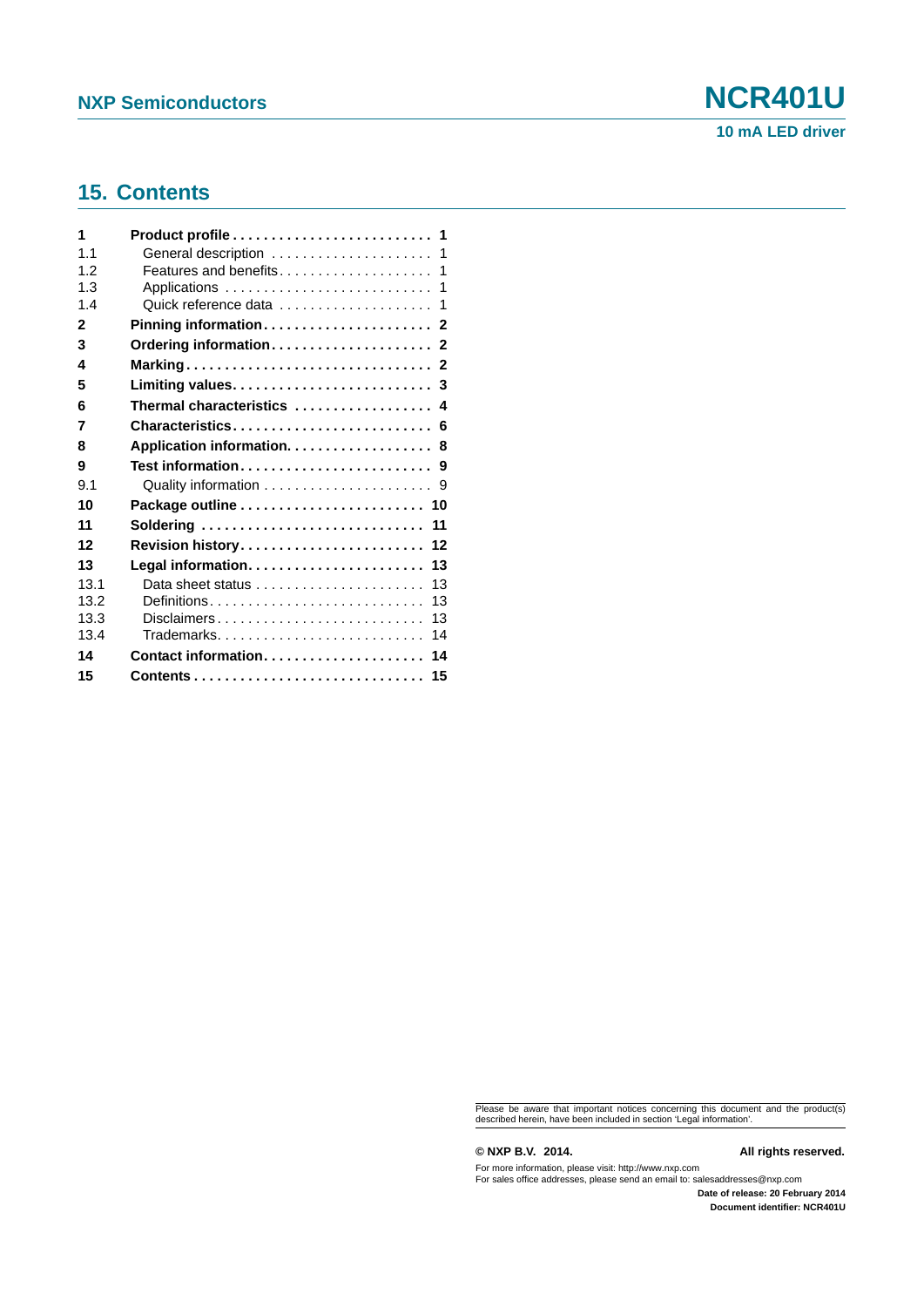## 15. Contents

| | | |
|---|---|---|
| **1** | **Product profile** | **1** |
| 1.1 | General description | 1 |
| 1.2 | Features and benefits | 1 |
| 1.3 | Applications | 1 |
| 1.4 | Quick reference data | 1 |
| **2** | **Pinning information** | **2** |
| **3** | **Ordering information** | **2** |
| **4** | **Marking** | **2** |
| **5** | **Limiting values** | **3** |
| **6** | **Thermal characteristics** | **4** |
| **7** | **Characteristics** | **6** |
| **8** | **Application information** | **8** |
| **9** | **Test information** | **9** |
| 9.1 | Quality information | 9 |
| **10** | **Package outline** | **10** |
| **11** | **Soldering** | **11** |
| **12** | **Revision history** | **12** |
| **13** | **Legal information** | **13** |
| 13.1 | Data sheet status | 13 |
| 13.2 | Definitions | 13 |
| 13.3 | Disclaimers | 13 |
| 13.4 | Trademarks | 14 |
| **14** | **Contact information** | **14** |
| **15** | **Contents** | **15** |

Please be aware that important notices concerning this document and the product(s) described herein, have been included in section 'Legal information'.

**© NXP B.V. 2014. All rights reserved.**

For more information, please visit: http://www.nxp.com
For sales office addresses, please send an email to: salesaddresses@nxp.com

**Date of release: 20 February 2014**
**Document identifier: NCR401U**